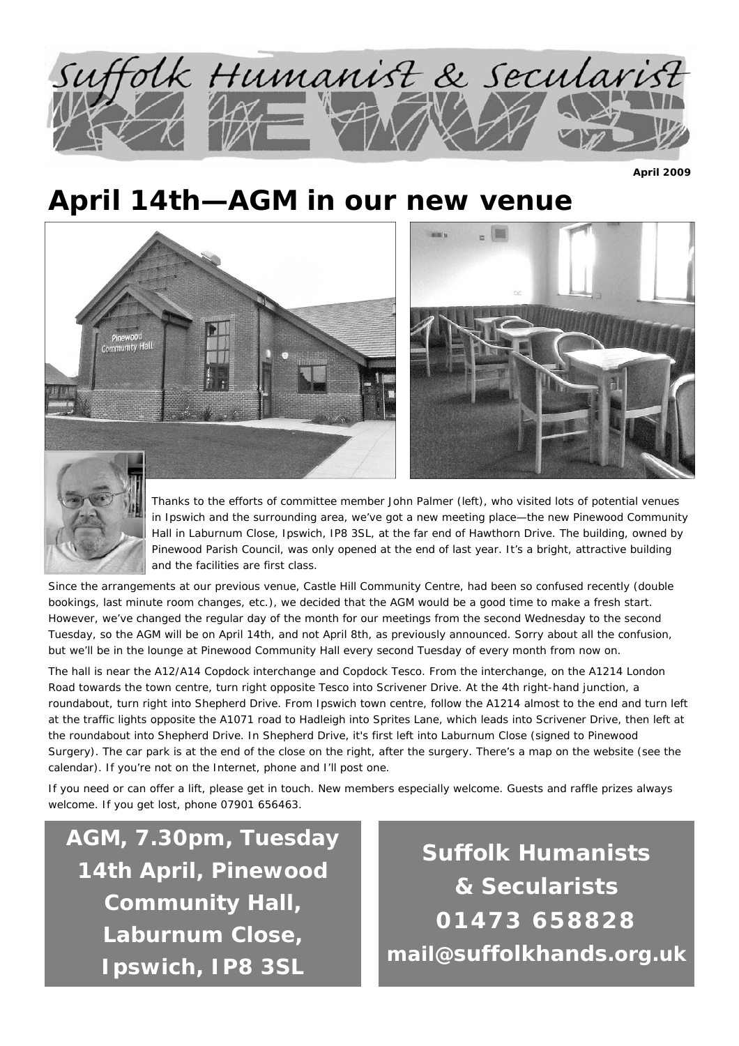# Suffolk Humanist & Secularist NEWS

**April 2009**

# April 14th—AGM in our new venue

Thanks to the efforts of committee member John Palmer (left), who visited lots of potential venues in Ipswich and the surrounding area, we've got a new meeting place—the new Pinewood Community Hall in Laburnum Close, Ipswich, IP8 3SL, at the far end of Hawthorn Drive. The building, owned by Pinewood Parish Council, was only opened at the end of last year. It's a bright, attractive building and the facilities are first class.

Since the arrangements at our previous venue, Castle Hill Community Centre, had been so confused recently (double bookings, last minute room changes, etc.), we decided that the AGM would be a good time to make a fresh start. However, we've changed the regular day of the month for our meetings from the second Wednesday to the second Tuesday, so the AGM will be on April 14th, and not April 8th, as previously announced. Sorry about all the confusion, but we'll be in the lounge at Pinewood Community Hall every second Tuesday of every month from now on.

The hall is near the A12/A14 Copdock interchange and Copdock Tesco. From the interchange, on the A1214 London Road towards the town centre, turn right opposite Tesco into Scrivener Drive. At the 4th right-hand junction, a roundabout, turn right into Shepherd Drive. From Ipswich town centre, follow the A1214 almost to the end and turn left at the traffic lights opposite the A1071 road to Hadleigh into Sprites Lane, which leads into Scrivener Drive, then left at the roundabout into Shepherd Drive. In Shepherd Drive, it's first left into Laburnum Close (signed to Pinewood Surgery). The car park is at the end of the close on the right, after the surgery. There's a map on the website (see the calendar). If you're not on the Internet, phone and I'll post one.

If you need or can offer a lift, please get in touch. New members especially welcome. Guests and raffle prizes always welcome. If you get lost, phone 07901 656463.

**AGM, 7.30pm, Tuesday 14th April, Pinewood Community Hall, Laburnum Close, Ipswich, IP8 3SL**

**Suffolk Humanists & Secularists**
**01473 658828**
**mail@suffolkhands.org.uk**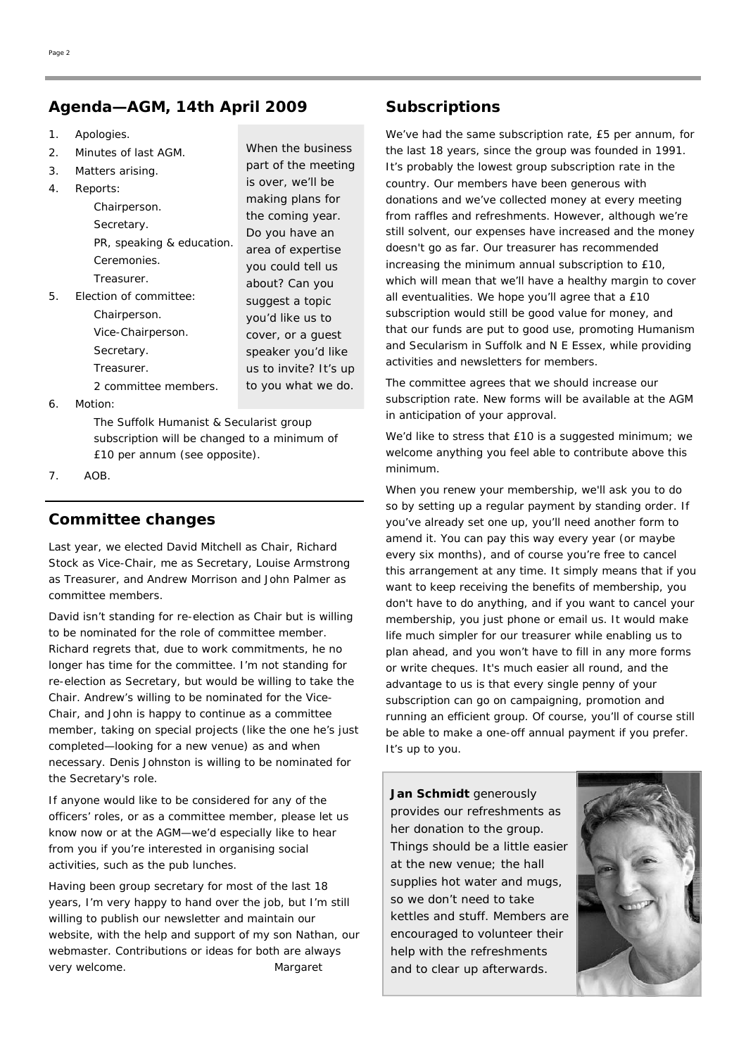## Agenda—AGM, 14th April 2009

1. Apologies.
2. Minutes of last AGM.
3. Matters arising.
4. Reports:
   - Chairperson.
   - Secretary.
   - PR, speaking & education.
   - Ceremonies.
   - Treasurer.
5. Election of committee:
   - Chairperson.
   - Vice-Chairperson.
   - Secretary.
   - Treasurer.
   - 2 committee members.
6. Motion:

   The Suffolk Humanist & Secularist group subscription will be changed to a minimum of £10 per annum (see opposite).
7. AOB.

When the business part of the meeting is over, we'll be making plans for the coming year. Do you have an area of expertise you could tell us about? Can you suggest a topic you'd like us to cover, or a guest speaker you'd like us to invite? It's up to you what we do.

## Committee changes

Last year, we elected David Mitchell as Chair, Richard Stock as Vice-Chair, me as Secretary, Louise Armstrong as Treasurer, and Andrew Morrison and John Palmer as committee members.

David isn't standing for re-election as Chair but is willing to be nominated for the role of committee member. Richard regrets that, due to work commitments, he no longer has time for the committee. I'm not standing for re-election as Secretary, but would be willing to take the Chair. Andrew's willing to be nominated for the Vice-Chair, and John is happy to continue as a committee member, taking on special projects (like the one he's just completed—looking for a new venue) as and when necessary. Denis Johnston is willing to be nominated for the Secretary's role.

If anyone would like to be considered for any of the officers' roles, or as a committee member, please let us know now or at the AGM—we'd especially like to hear from you if you're interested in organising social activities, such as the pub lunches.

Having been group secretary for most of the last 18 years, I'm very happy to hand over the job, but I'm still willing to publish our newsletter and maintain our website, with the help and support of my son Nathan, our webmaster. Contributions or ideas for both are always very welcome. Margaret

## Subscriptions

We've had the same subscription rate, £5 per annum, for the last 18 years, since the group was founded in 1991. It's probably the lowest group subscription rate in the country. Our members have been generous with donations and we've collected money at every meeting from raffles and refreshments. However, although we're still solvent, our expenses have increased and the money doesn't go as far. Our treasurer has recommended increasing the minimum annual subscription to £10, which will mean that we'll have a healthy margin to cover all eventualities. We hope you'll agree that a £10 subscription would still be good value for money, and that our funds are put to good use, promoting Humanism and Secularism in Suffolk and N E Essex, while providing activities and newsletters for members.

The committee agrees that we should increase our subscription rate. New forms will be available at the AGM in anticipation of your approval.

We'd like to stress that £10 is a suggested minimum; we welcome anything you feel able to contribute above this minimum.

When you renew your membership, we'll ask you to do so by setting up a regular payment by standing order. If you've already set one up, you'll need another form to amend it. You can pay this way every year (or maybe every six months), and of course you're free to cancel this arrangement at any time. It simply means that if you want to keep receiving the benefits of membership, you don't have to do anything, and if you want to cancel your membership, you just phone or email us. It would make life much simpler for our treasurer while enabling us to plan ahead, and you won't have to fill in any more forms or write cheques. It's much easier all round, and the advantage to us is that every single penny of your subscription can go on campaigning, promotion and running an efficient group. Of course, you'll of course still be able to make a one-off annual payment if you prefer. It's up to you.

**Jan Schmidt** generously provides our refreshments as her donation to the group. Things should be a little easier at the new venue; the hall supplies hot water and mugs, so we don't need to take kettles and stuff. Members are encouraged to volunteer their help with the refreshments and to clear up afterwards.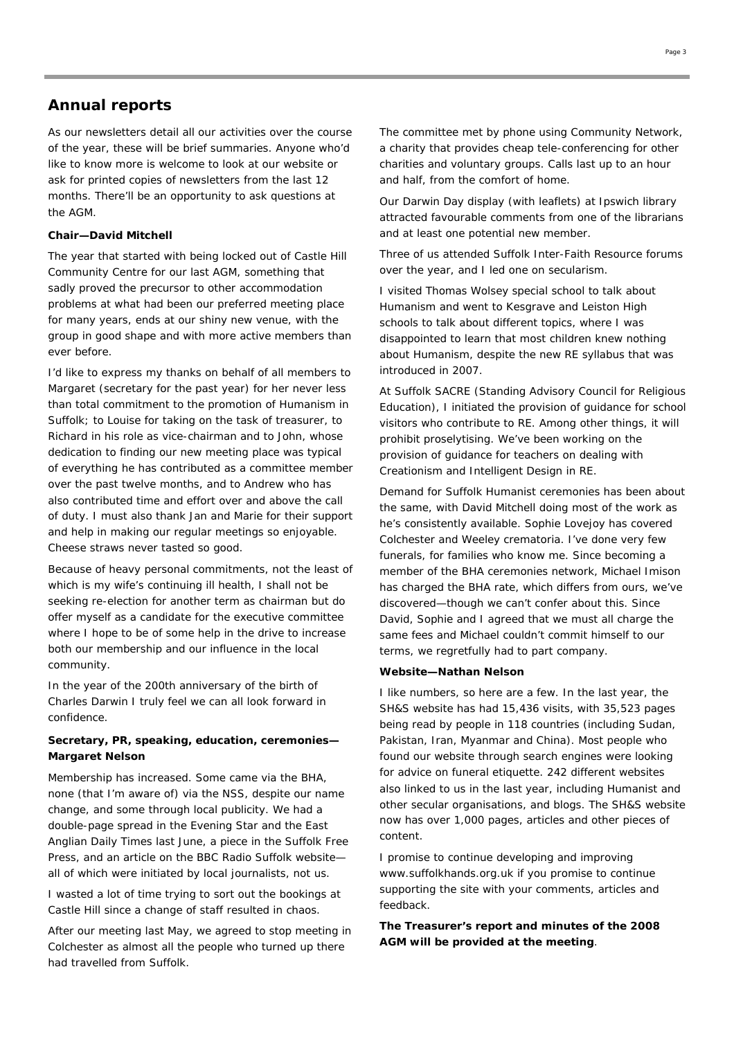## Annual reports

As our newsletters detail all our activities over the course of the year, these will be brief summaries. Anyone who'd like to know more is welcome to look at our website or ask for printed copies of newsletters from the last 12 months. There'll be an opportunity to ask questions at the AGM.

**Chair—David Mitchell**

The year that started with being locked out of Castle Hill Community Centre for our last AGM, something that sadly proved the precursor to other accommodation problems at what had been our preferred meeting place for many years, ends at our shiny new venue, with the group in good shape and with more active members than ever before.

I'd like to express my thanks on behalf of all members to Margaret (secretary for the past year) for her never less than total commitment to the promotion of Humanism in Suffolk; to Louise for taking on the task of treasurer, to Richard in his role as vice-chairman and to John, whose dedication to finding our new meeting place was typical of everything he has contributed as a committee member over the past twelve months, and to Andrew who has also contributed time and effort over and above the call of duty. I must also thank Jan and Marie for their support and help in making our regular meetings so enjoyable. Cheese straws never tasted so good.

Because of heavy personal commitments, not the least of which is my wife's continuing ill health, I shall not be seeking re-election for another term as chairman but do offer myself as a candidate for the executive committee where I hope to be of some help in the drive to increase both our membership and our influence in the local community.

In the year of the 200th anniversary of the birth of Charles Darwin I truly feel we can all look forward in confidence.

**Secretary, PR, speaking, education, ceremonies—Margaret Nelson**

Membership has increased. Some came via the BHA, none (that I'm aware of) via the NSS, despite our name change, and some through local publicity. We had a double-page spread in the Evening Star and the East Anglian Daily Times last June, a piece in the Suffolk Free Press, and an article on the BBC Radio Suffolk website—all of which were initiated by local journalists, not us.

I wasted a lot of time trying to sort out the bookings at Castle Hill since a change of staff resulted in chaos.

After our meeting last May, we agreed to stop meeting in Colchester as almost all the people who turned up there had travelled from Suffolk.

The committee met by phone using Community Network, a charity that provides cheap tele-conferencing for other charities and voluntary groups. Calls last up to an hour and half, from the comfort of home.

Our Darwin Day display (with leaflets) at Ipswich library attracted favourable comments from one of the librarians and at least one potential new member.

Three of us attended Suffolk Inter-Faith Resource forums over the year, and I led one on secularism.

I visited Thomas Wolsey special school to talk about Humanism and went to Kesgrave and Leiston High schools to talk about different topics, where I was disappointed to learn that most children knew nothing about Humanism, despite the new RE syllabus that was introduced in 2007.

At Suffolk SACRE (Standing Advisory Council for Religious Education), I initiated the provision of guidance for school visitors who contribute to RE. Among other things, it will prohibit proselytising. We've been working on the provision of guidance for teachers on dealing with Creationism and Intelligent Design in RE.

Demand for Suffolk Humanist ceremonies has been about the same, with David Mitchell doing most of the work as he's consistently available. Sophie Lovejoy has covered Colchester and Weeley crematoria. I've done very few funerals, for families who know me. Since becoming a member of the BHA ceremonies network, Michael Imison has charged the BHA rate, which differs from ours, we've discovered—though we can't confer about this. Since David, Sophie and I agreed that we must all charge the same fees and Michael couldn't commit himself to our terms, we regretfully had to part company.

**Website—Nathan Nelson**

I like numbers, so here are a few. In the last year, the SH&S website has had 15,436 visits, with 35,523 pages being read by people in 118 countries (including Sudan, Pakistan, Iran, Myanmar and China). Most people who found our website through search engines were looking for advice on funeral etiquette. 242 different websites also linked to us in the last year, including Humanist and other secular organisations, and blogs. The SH&S website now has over 1,000 pages, articles and other pieces of content.

I promise to continue developing and improving www.suffolkhands.org.uk if you promise to continue supporting the site with your comments, articles and feedback.

**The Treasurer's report and minutes of the 2008 AGM will be provided at the meeting**.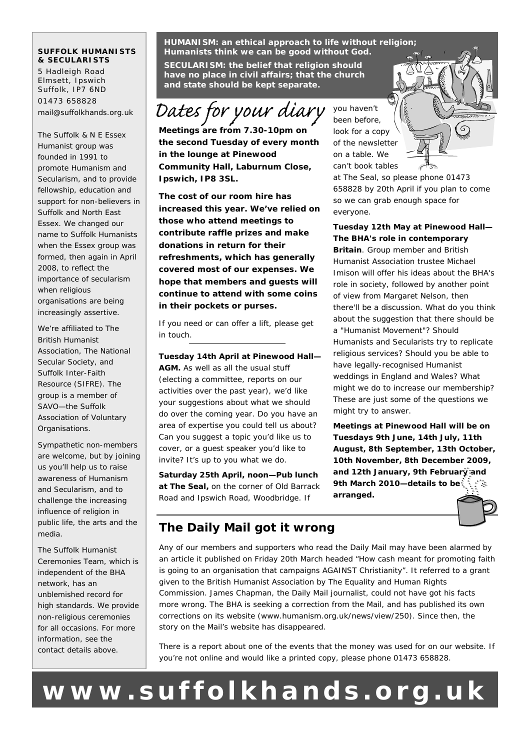**SUFFOLK HUMANISTS & SECULARISTS**

5 Hadleigh Road
Elmsett, Ipswich
Suffolk, IP7 6ND
01473 658828
mail@suffolkhands.org.uk

The Suffolk & N E Essex Humanist group was founded in 1991 to promote Humanism and Secularism, and to provide fellowship, education and support for non-believers in Suffolk and North East Essex. We changed our name to Suffolk Humanists when the Essex group was formed, then again in April 2008, to reflect the importance of secularism when religious organisations are being increasingly assertive.

We're affiliated to The British Humanist Association, The National Secular Society, and Suffolk Inter-Faith Resource (SIFRE). The group is a member of SAVO—the Suffolk Association of Voluntary Organisations.

Sympathetic non-members are welcome, but by joining us you'll help us to raise awareness of Humanism and Secularism, and to challenge the increasing influence of religion in public life, the arts and the media.

The Suffolk Humanist Ceremonies Team, which is independent of the BHA network, has an unblemished record for high standards. We provide non-religious ceremonies for all occasions. For more information, see the contact details above.

**HUMANISM: an ethical approach to life without religion; Humanists think we can be good without God.**

**SECULARISM: the belief that religion should have no place in civil affairs; that the church and state should be kept separate.**

# Dates for your diary

**Meetings are from 7.30-10pm on the second Tuesday of every month in the lounge at Pinewood Community Hall, Laburnum Close, Ipswich, IP8 3SL.**

**The cost of our room hire has increased this year. We've relied on those who attend meetings to contribute raffle prizes and make donations in return for their refreshments, which has generally covered most of our expenses. We hope that members and guests will continue to attend with some coins in their pockets or purses.**

If you need or can offer a lift, please get in touch.

**Tuesday 14th April at Pinewood Hall—AGM.** As well as all the usual stuff (electing a committee, reports on our activities over the past year), we'd like your suggestions about what we should do over the coming year. Do you have an area of expertise you could tell us about? Can you suggest a topic you'd like us to cover, or a guest speaker you'd like to invite? It's up to you what we do.

**Saturday 25th April, noon—Pub lunch at The Seal,** on the corner of Old Barrack Road and Ipswich Road, Woodbridge. If you haven't been before, look for a copy of the newsletter on a table. We can't book tables at The Seal, so please phone 01473 658828 by 20th April if you plan to come so we can grab enough space for everyone.

**Tuesday 12th May at Pinewood Hall—The BHA's role in contemporary Britain**. Group member and British Humanist Association trustee Michael Imison will offer his ideas about the BHA's role in society, followed by another point of view from Margaret Nelson, then there'll be a discussion. What do you think about the suggestion that there should be a "Humanist Movement"? Should Humanists and Secularists try to replicate religious services? Should you be able to have legally-recognised Humanist weddings in England and Wales? What might we do to increase our membership? These are just some of the questions we might try to answer.

**Meetings at Pinewood Hall will be on Tuesdays 9th June, 14th July, 11th August, 8th September, 13th October, 10th November, 8th December 2009, and 12th January, 9th February and 9th March 2010—details to be arranged.**

## The Daily Mail got it wrong

Any of our members and supporters who read the Daily Mail may have been alarmed by an article it published on Friday 20th March headed "How cash meant for promoting faith is going to an organisation that campaigns AGAINST Christianity". It referred to a grant given to the British Humanist Association by The Equality and Human Rights Commission. James Chapman, the Daily Mail journalist, could not have got his facts more wrong. The BHA is seeking a correction from the Mail, and has published its own corrections on its website (www.humanism.org.uk/news/view/250). Since then, the story on the Mail's website has disappeared.

There is a report about one of the events that the money was used for on our website. If you're not online and would like a printed copy, please phone 01473 658828.

**www.suffolkhands.org.uk**